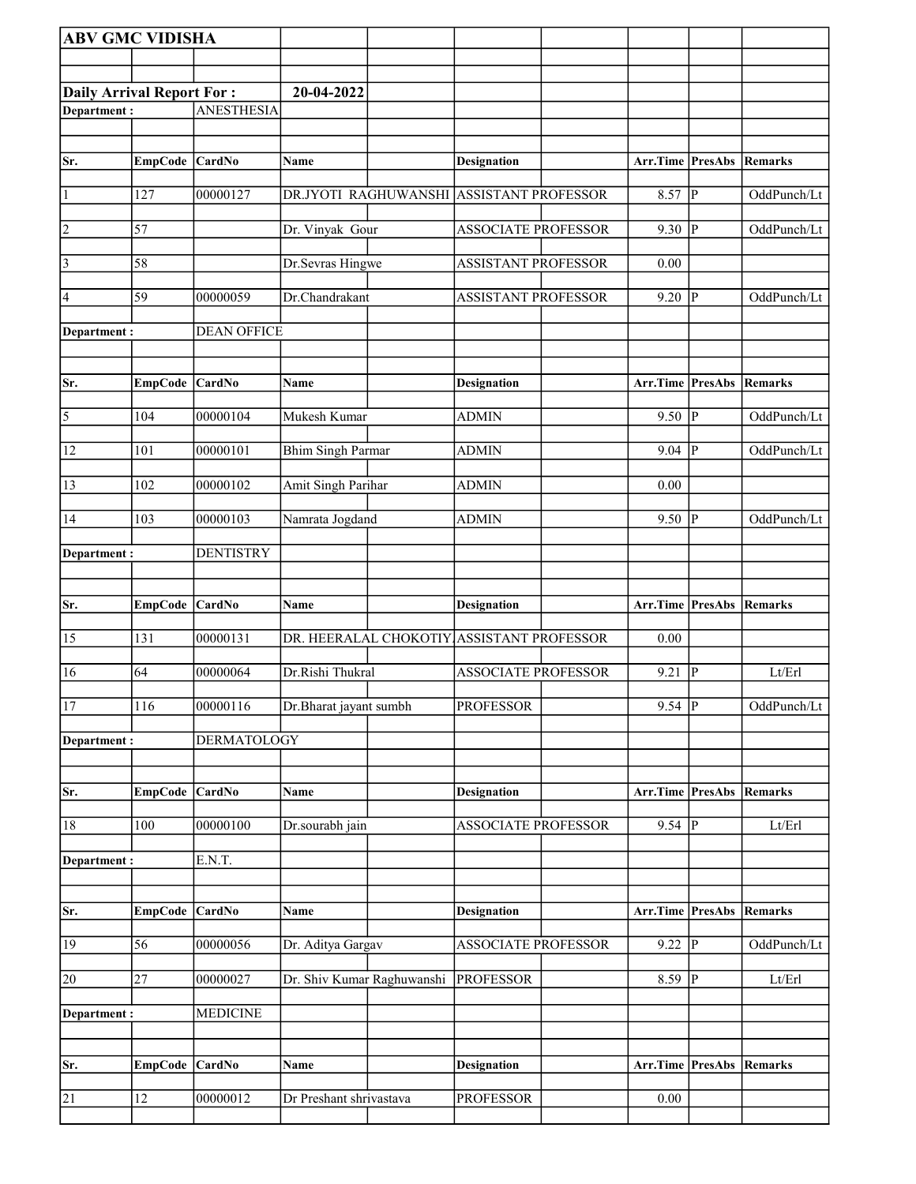**ABV GMC VIDISHA**

**Daily Arrival Report For :** **20-04-2022**

**Department :** ANESTHESIA

| Sr. | EmpCode | CardNo | Name | Designation | Arr.Time | PresAbs | Remarks |
|---|---|---|---|---|---|---|---|
| 1 | 127 | 00000127 | DR.JYOTI RAGHUWANSHI | ASSISTANT PROFESSOR | 8.57 | P | OddPunch/Lt |
| 2 | 57 | | Dr. Vinyak Gour | ASSOCIATE PROFESSOR | 9.30 | P | OddPunch/Lt |
| 3 | 58 | | Dr.Sevras Hingwe | ASSISTANT PROFESSOR | 0.00 | | |
| 4 | 59 | 00000059 | Dr.Chandrakant | ASSISTANT PROFESSOR | 9.20 | P | OddPunch/Lt |

**Department :** DEAN OFFICE

| Sr. | EmpCode | CardNo | Name | Designation | Arr.Time | PresAbs | Remarks |
|---|---|---|---|---|---|---|---|
| 5 | 104 | 00000104 | Mukesh Kumar | ADMIN | 9.50 | P | OddPunch/Lt |
| 12 | 101 | 00000101 | Bhim Singh Parmar | ADMIN | 9.04 | P | OddPunch/Lt |
| 13 | 102 | 00000102 | Amit Singh Parihar | ADMIN | 0.00 | | |
| 14 | 103 | 00000103 | Namrata Jogdand | ADMIN | 9.50 | P | OddPunch/Lt |

**Department :** DENTISTRY

| Sr. | EmpCode | CardNo | Name | Designation | Arr.Time | PresAbs | Remarks |
|---|---|---|---|---|---|---|---|
| 15 | 131 | 00000131 | DR. HEERALAL CHOKOTIY | ASSISTANT PROFESSOR | 0.00 | | |
| 16 | 64 | 00000064 | Dr.Rishi Thukral | ASSOCIATE PROFESSOR | 9.21 | P | Lt/Erl |
| 17 | 116 | 00000116 | Dr.Bharat jayant sumbh | PROFESSOR | 9.54 | P | OddPunch/Lt |

**Department :** DERMATOLOGY

| Sr. | EmpCode | CardNo | Name | Designation | Arr.Time | PresAbs | Remarks |
|---|---|---|---|---|---|---|---|
| 18 | 100 | 00000100 | Dr.sourabh jain | ASSOCIATE PROFESSOR | 9.54 | P | Lt/Erl |

**Department :** E.N.T.

| Sr. | EmpCode | CardNo | Name | Designation | Arr.Time | PresAbs | Remarks |
|---|---|---|---|---|---|---|---|
| 19 | 56 | 00000056 | Dr. Aditya Gargav | ASSOCIATE PROFESSOR | 9.22 | P | OddPunch/Lt |
| 20 | 27 | 00000027 | Dr. Shiv Kumar Raghuwanshi | PROFESSOR | 8.59 | P | Lt/Erl |

**Department :** MEDICINE

| Sr. | EmpCode | CardNo | Name | Designation | Arr.Time | PresAbs | Remarks |
|---|---|---|---|---|---|---|---|
| 21 | 12 | 00000012 | Dr Preshant shrivastava | PROFESSOR | 0.00 | | |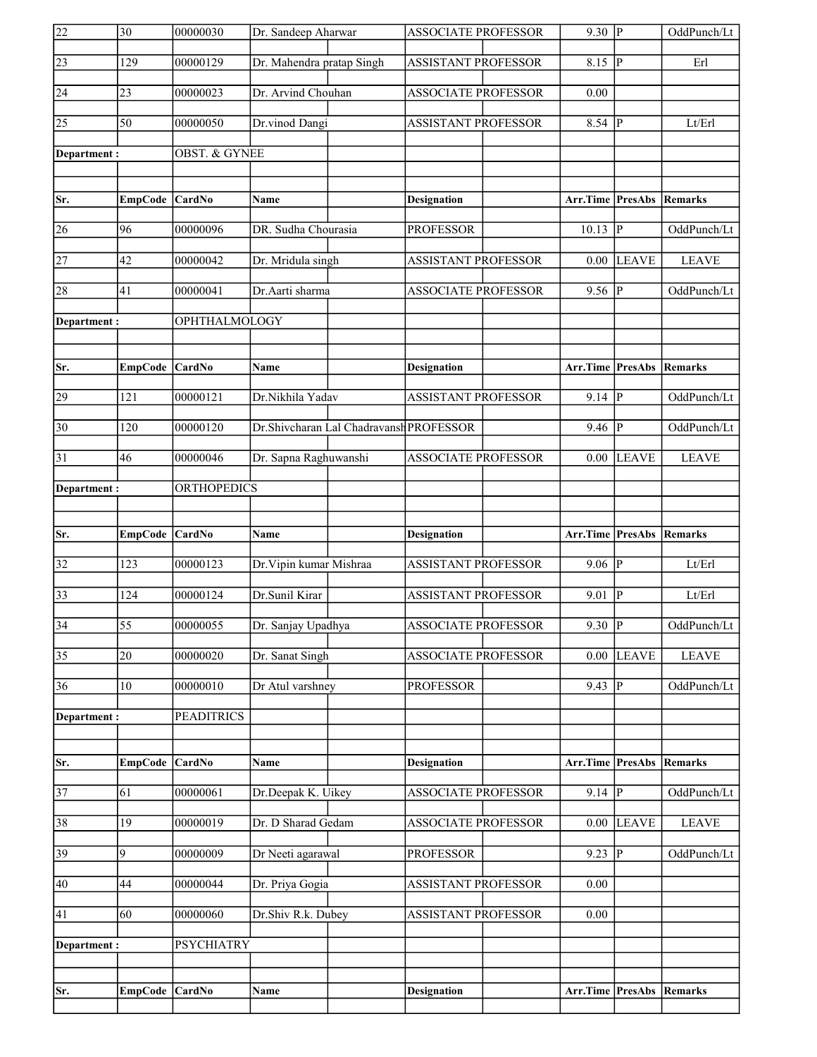| Sr. | EmpCode | CardNo | Name | Designation | Arr.Time | PresAbs | Remarks |
|---|---|---|---|---|---|---|---|
| 22 | 30 | 00000030 | Dr. Sandeep Aharwar | ASSOCIATE PROFESSOR | 9.30 | P | OddPunch/Lt |
| 23 | 129 | 00000129 | Dr. Mahendra pratap Singh | ASSISTANT PROFESSOR | 8.15 | P | Erl |
| 24 | 23 | 00000023 | Dr. Arvind Chouhan | ASSOCIATE PROFESSOR | 0.00 | | |
| 25 | 50 | 00000050 | Dr.vinod Dangi | ASSISTANT PROFESSOR | 8.54 | P | Lt/Erl |

**Department :** OBST. & GYNEE

| Sr. | EmpCode | CardNo | Name | Designation | Arr.Time | PresAbs | Remarks |
|---|---|---|---|---|---|---|---|
| 26 | 96 | 00000096 | DR. Sudha Chourasia | PROFESSOR | 10.13 | P | OddPunch/Lt |
| 27 | 42 | 00000042 | Dr. Mridula singh | ASSISTANT PROFESSOR | 0.00 | LEAVE | LEAVE |
| 28 | 41 | 00000041 | Dr.Aarti sharma | ASSOCIATE PROFESSOR | 9.56 | P | OddPunch/Lt |

**Department :** OPHTHALMOLOGY

| Sr. | EmpCode | CardNo | Name | Designation | Arr.Time | PresAbs | Remarks |
|---|---|---|---|---|---|---|---|
| 29 | 121 | 00000121 | Dr.Nikhila Yadav | ASSISTANT PROFESSOR | 9.14 | P | OddPunch/Lt |
| 30 | 120 | 00000120 | Dr.Shivcharan Lal Chadravansh | PROFESSOR | 9.46 | P | OddPunch/Lt |
| 31 | 46 | 00000046 | Dr. Sapna Raghuwanshi | ASSOCIATE PROFESSOR | 0.00 | LEAVE | LEAVE |

**Department :** ORTHOPEDICS

| Sr. | EmpCode | CardNo | Name | Designation | Arr.Time | PresAbs | Remarks |
|---|---|---|---|---|---|---|---|
| 32 | 123 | 00000123 | Dr.Vipin kumar Mishraa | ASSISTANT PROFESSOR | 9.06 | P | Lt/Erl |
| 33 | 124 | 00000124 | Dr.Sunil Kirar | ASSISTANT PROFESSOR | 9.01 | P | Lt/Erl |
| 34 | 55 | 00000055 | Dr. Sanjay Upadhya | ASSOCIATE PROFESSOR | 9.30 | P | OddPunch/Lt |
| 35 | 20 | 00000020 | Dr. Sanat Singh | ASSOCIATE PROFESSOR | 0.00 | LEAVE | LEAVE |
| 36 | 10 | 00000010 | Dr Atul varshney | PROFESSOR | 9.43 | P | OddPunch/Lt |

**Department :** PEADITRICS

| Sr. | EmpCode | CardNo | Name | Designation | Arr.Time | PresAbs | Remarks |
|---|---|---|---|---|---|---|---|
| 37 | 61 | 00000061 | Dr.Deepak K. Uikey | ASSOCIATE PROFESSOR | 9.14 | P | OddPunch/Lt |
| 38 | 19 | 00000019 | Dr. D Sharad Gedam | ASSOCIATE PROFESSOR | 0.00 | LEAVE | LEAVE |
| 39 | 9 | 00000009 | Dr Neeti agarawal | PROFESSOR | 9.23 | P | OddPunch/Lt |
| 40 | 44 | 00000044 | Dr. Priya Gogia | ASSISTANT PROFESSOR | 0.00 | | |
| 41 | 60 | 00000060 | Dr.Shiv R.k. Dubey | ASSISTANT PROFESSOR | 0.00 | | |

**Department :** PSYCHIATRY

| Sr. | EmpCode | CardNo | Name | Designation | Arr.Time | PresAbs | Remarks |
|---|---|---|---|---|---|---|---|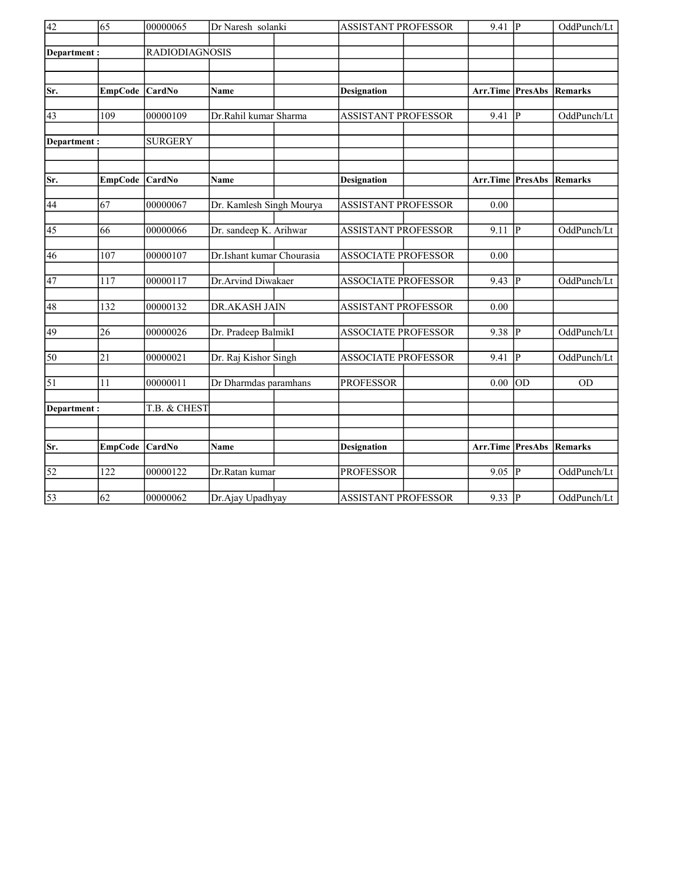| 42 | 65 | 00000065 | Dr Naresh solanki | ASSISTANT PROFESSOR | 9.41 | P | OddPunch/Lt |
|---|---|---|---|---|---|---|---|

**Department :** RADIODIAGNOSIS

| Sr. | EmpCode | CardNo | Name | Designation | Arr.Time | PresAbs | Remarks |
|---|---|---|---|---|---|---|---|
| 43 | 109 | 00000109 | Dr.Rahil kumar Sharma | ASSISTANT PROFESSOR | 9.41 | P | OddPunch/Lt |

**Department :** SURGERY

| Sr. | EmpCode | CardNo | Name | Designation | Arr.Time | PresAbs | Remarks |
|---|---|---|---|---|---|---|---|
| 44 | 67 | 00000067 | Dr. Kamlesh Singh Mourya | ASSISTANT PROFESSOR | 0.00 | | |
| 45 | 66 | 00000066 | Dr. sandeep K. Arihwar | ASSISTANT PROFESSOR | 9.11 | P | OddPunch/Lt |
| 46 | 107 | 00000107 | Dr.Ishant kumar Chourasia | ASSOCIATE PROFESSOR | 0.00 | | |
| 47 | 117 | 00000117 | Dr.Arvind Diwakaer | ASSOCIATE PROFESSOR | 9.43 | P | OddPunch/Lt |
| 48 | 132 | 00000132 | DR.AKASH JAIN | ASSISTANT PROFESSOR | 0.00 | | |
| 49 | 26 | 00000026 | Dr. Pradeep BalmikI | ASSOCIATE PROFESSOR | 9.38 | P | OddPunch/Lt |
| 50 | 21 | 00000021 | Dr. Raj Kishor Singh | ASSOCIATE PROFESSOR | 9.41 | P | OddPunch/Lt |
| 51 | 11 | 00000011 | Dr Dharmdas paramhans | PROFESSOR | 0.00 | OD | OD |

**Department :** T.B. & CHEST

| Sr. | EmpCode | CardNo | Name | Designation | Arr.Time | PresAbs | Remarks |
|---|---|---|---|---|---|---|---|
| 52 | 122 | 00000122 | Dr.Ratan kumar | PROFESSOR | 9.05 | P | OddPunch/Lt |
| 53 | 62 | 00000062 | Dr.Ajay Upadhyay | ASSISTANT PROFESSOR | 9.33 | P | OddPunch/Lt |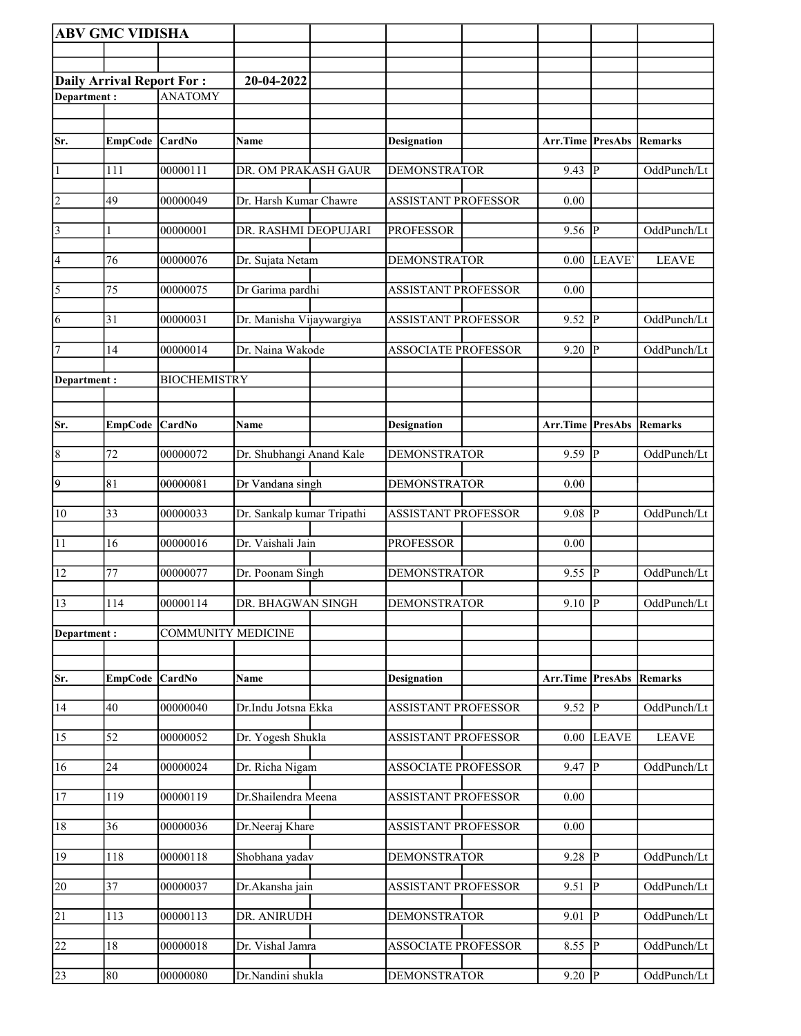**ABV GMC VIDISHA**

**Daily Arrival Report For :** **20-04-2022**

**Department :** ANATOMY

| Sr. | EmpCode | CardNo | Name | Designation | Arr.Time | PresAbs | Remarks |
|---|---|---|---|---|---|---|---|
| 1 | 111 | 00000111 | DR. OM PRAKASH GAUR | DEMONSTRATOR | 9.43 | P | OddPunch/Lt |
| 2 | 49 | 00000049 | Dr. Harsh Kumar Chawre | ASSISTANT PROFESSOR | 0.00 | | |
| 3 | 1 | 00000001 | DR. RASHMI DEOPUJARI | PROFESSOR | 9.56 | P | OddPunch/Lt |
| 4 | 76 | 00000076 | Dr. Sujata Netam | DEMONSTRATOR | 0.00 | LEAVE` | LEAVE |
| 5 | 75 | 00000075 | Dr Garima pardhi | ASSISTANT PROFESSOR | 0.00 | | |
| 6 | 31 | 00000031 | Dr. Manisha Vijaywargiya | ASSISTANT PROFESSOR | 9.52 | P | OddPunch/Lt |
| 7 | 14 | 00000014 | Dr. Naina Wakode | ASSOCIATE PROFESSOR | 9.20 | P | OddPunch/Lt |

**Department :** BIOCHEMISTRY

| Sr. | EmpCode | CardNo | Name | Designation | Arr.Time | PresAbs | Remarks |
|---|---|---|---|---|---|---|---|
| 8 | 72 | 00000072 | Dr. Shubhangi Anand Kale | DEMONSTRATOR | 9.59 | P | OddPunch/Lt |
| 9 | 81 | 00000081 | Dr Vandana singh | DEMONSTRATOR | 0.00 | | |
| 10 | 33 | 00000033 | Dr. Sankalp kumar Tripathi | ASSISTANT PROFESSOR | 9.08 | P | OddPunch/Lt |
| 11 | 16 | 00000016 | Dr. Vaishali Jain | PROFESSOR | 0.00 | | |
| 12 | 77 | 00000077 | Dr. Poonam Singh | DEMONSTRATOR | 9.55 | P | OddPunch/Lt |
| 13 | 114 | 00000114 | DR. BHAGWAN SINGH | DEMONSTRATOR | 9.10 | P | OddPunch/Lt |

**Department :** COMMUNITY MEDICINE

| Sr. | EmpCode | CardNo | Name | Designation | Arr.Time | PresAbs | Remarks |
|---|---|---|---|---|---|---|---|
| 14 | 40 | 00000040 | Dr.Indu Jotsna Ekka | ASSISTANT PROFESSOR | 9.52 | P | OddPunch/Lt |
| 15 | 52 | 00000052 | Dr. Yogesh Shukla | ASSISTANT PROFESSOR | 0.00 | LEAVE | LEAVE |
| 16 | 24 | 00000024 | Dr. Richa Nigam | ASSOCIATE PROFESSOR | 9.47 | P | OddPunch/Lt |
| 17 | 119 | 00000119 | Dr.Shailendra Meena | ASSISTANT PROFESSOR | 0.00 | | |
| 18 | 36 | 00000036 | Dr.Neeraj Khare | ASSISTANT PROFESSOR | 0.00 | | |
| 19 | 118 | 00000118 | Shobhana yadav | DEMONSTRATOR | 9.28 | P | OddPunch/Lt |
| 20 | 37 | 00000037 | Dr.Akansha jain | ASSISTANT PROFESSOR | 9.51 | P | OddPunch/Lt |
| 21 | 113 | 00000113 | DR. ANIRUDH | DEMONSTRATOR | 9.01 | P | OddPunch/Lt |
| 22 | 18 | 00000018 | Dr. Vishal Jamra | ASSOCIATE PROFESSOR | 8.55 | P | OddPunch/Lt |
| 23 | 80 | 00000080 | Dr.Nandini shukla | DEMONSTRATOR | 9.20 | P | OddPunch/Lt |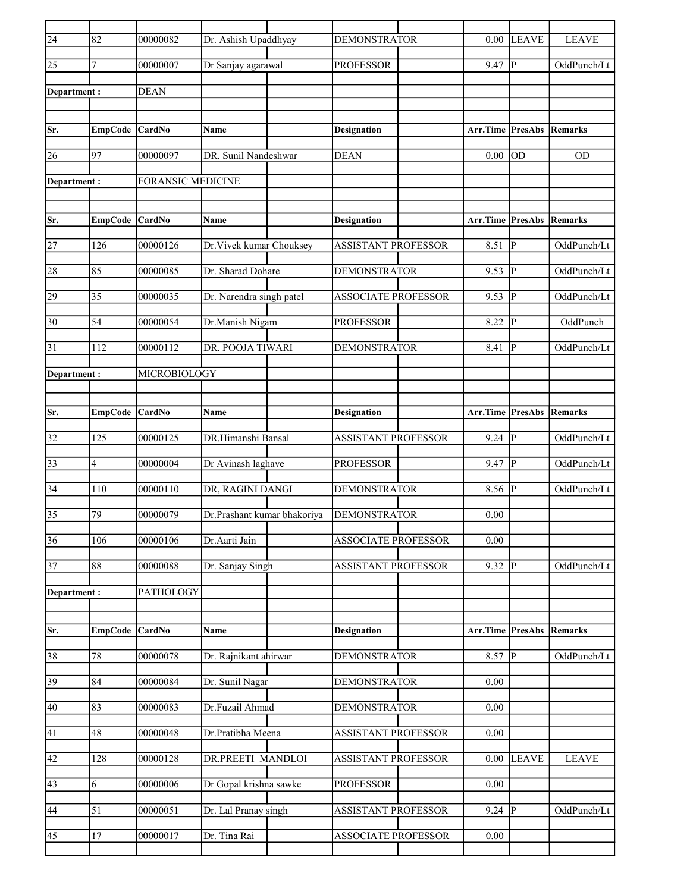| Sr. | EmpCode | CardNo | Name | Designation | Arr.Time | PresAbs | Remarks |
|---|---|---|---|---|---|---|---|
| 24 | 82 | 00000082 | Dr. Ashish Upaddhyay | DEMONSTRATOR | 0.00 | LEAVE | LEAVE |
| 25 | 7 | 00000007 | Dr Sanjay agarawal | PROFESSOR | 9.47 | P | OddPunch/Lt |

**Department :** DEAN

| Sr. | EmpCode | CardNo | Name | Designation | Arr.Time | PresAbs | Remarks |
|---|---|---|---|---|---|---|---|
| 26 | 97 | 00000097 | DR. Sunil Nandeshwar | DEAN | 0.00 | OD | OD |

**Department :** FORANSIC MEDICINE

| Sr. | EmpCode | CardNo | Name | Designation | Arr.Time | PresAbs | Remarks |
|---|---|---|---|---|---|---|---|
| 27 | 126 | 00000126 | Dr.Vivek kumar Chouksey | ASSISTANT PROFESSOR | 8.51 | P | OddPunch/Lt |
| 28 | 85 | 00000085 | Dr. Sharad Dohare | DEMONSTRATOR | 9.53 | P | OddPunch/Lt |
| 29 | 35 | 00000035 | Dr. Narendra singh patel | ASSOCIATE PROFESSOR | 9.53 | P | OddPunch/Lt |
| 30 | 54 | 00000054 | Dr.Manish Nigam | PROFESSOR | 8.22 | P | OddPunch |
| 31 | 112 | 00000112 | DR. POOJA TIWARI | DEMONSTRATOR | 8.41 | P | OddPunch/Lt |

**Department :** MICROBIOLOGY

| Sr. | EmpCode | CardNo | Name | Designation | Arr.Time | PresAbs | Remarks |
|---|---|---|---|---|---|---|---|
| 32 | 125 | 00000125 | DR.Himanshi Bansal | ASSISTANT PROFESSOR | 9.24 | P | OddPunch/Lt |
| 33 | 4 | 00000004 | Dr Avinash laghave | PROFESSOR | 9.47 | P | OddPunch/Lt |
| 34 | 110 | 00000110 | DR, RAGINI DANGI | DEMONSTRATOR | 8.56 | P | OddPunch/Lt |
| 35 | 79 | 00000079 | Dr.Prashant kumar bhakoriya | DEMONSTRATOR | 0.00 | | |
| 36 | 106 | 00000106 | Dr.Aarti Jain | ASSOCIATE PROFESSOR | 0.00 | | |
| 37 | 88 | 00000088 | Dr. Sanjay Singh | ASSISTANT PROFESSOR | 9.32 | P | OddPunch/Lt |

**Department :** PATHOLOGY

| Sr. | EmpCode | CardNo | Name | Designation | Arr.Time | PresAbs | Remarks |
|---|---|---|---|---|---|---|---|
| 38 | 78 | 00000078 | Dr. Rajnikant ahirwar | DEMONSTRATOR | 8.57 | P | OddPunch/Lt |
| 39 | 84 | 00000084 | Dr. Sunil Nagar | DEMONSTRATOR | 0.00 | | |
| 40 | 83 | 00000083 | Dr.Fuzail Ahmad | DEMONSTRATOR | 0.00 | | |
| 41 | 48 | 00000048 | Dr.Pratibha Meena | ASSISTANT PROFESSOR | 0.00 | | |
| 42 | 128 | 00000128 | DR.PREETI MANDLOI | ASSISTANT PROFESSOR | 0.00 | LEAVE | LEAVE |
| 43 | 6 | 00000006 | Dr Gopal krishna sawke | PROFESSOR | 0.00 | | |
| 44 | 51 | 00000051 | Dr. Lal Pranay singh | ASSISTANT PROFESSOR | 9.24 | P | OddPunch/Lt |
| 45 | 17 | 00000017 | Dr. Tina Rai | ASSOCIATE PROFESSOR | 0.00 | | |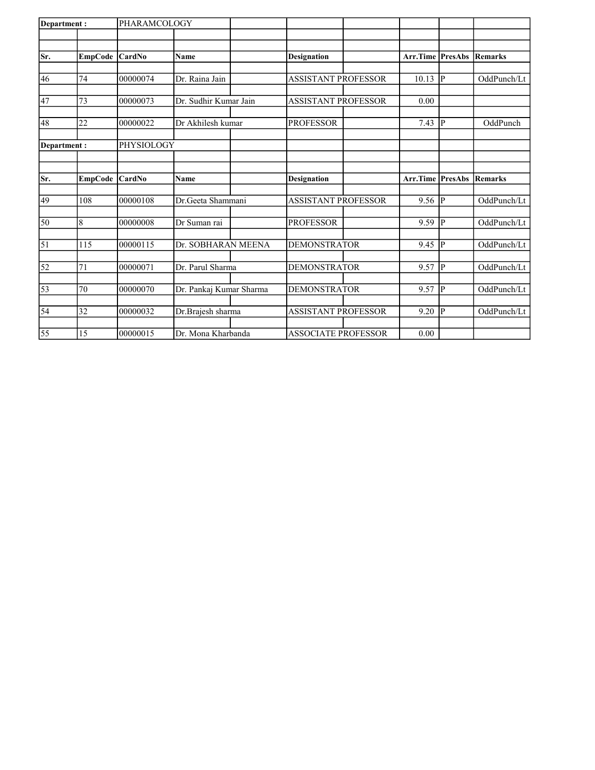| Department : | | PHARAMCOLOGY | | | | | |
|---|---|---|---|---|---|---|---|
| Sr. | EmpCode | CardNo | Name | Designation | Arr.Time | PresAbs | Remarks |
| 46 | 74 | 00000074 | Dr. Raina Jain | ASSISTANT PROFESSOR | 10.13 | P | OddPunch/Lt |
| 47 | 73 | 00000073 | Dr. Sudhir Kumar Jain | ASSISTANT PROFESSOR | 0.00 | | |
| 48 | 22 | 00000022 | Dr Akhilesh kumar | PROFESSOR | 7.43 | P | OddPunch |

| Department : | | PHYSIOLOGY | | | | | |
|---|---|---|---|---|---|---|---|
| Sr. | EmpCode | CardNo | Name | Designation | Arr.Time | PresAbs | Remarks |
| 49 | 108 | 00000108 | Dr.Geeta Shammani | ASSISTANT PROFESSOR | 9.56 | P | OddPunch/Lt |
| 50 | 8 | 00000008 | Dr Suman rai | PROFESSOR | 9.59 | P | OddPunch/Lt |
| 51 | 115 | 00000115 | Dr. SOBHARAN MEENA | DEMONSTRATOR | 9.45 | P | OddPunch/Lt |
| 52 | 71 | 00000071 | Dr. Parul Sharma | DEMONSTRATOR | 9.57 | P | OddPunch/Lt |
| 53 | 70 | 00000070 | Dr. Pankaj Kumar Sharma | DEMONSTRATOR | 9.57 | P | OddPunch/Lt |
| 54 | 32 | 00000032 | Dr.Brajesh sharma | ASSISTANT PROFESSOR | 9.20 | P | OddPunch/Lt |
| 55 | 15 | 00000015 | Dr. Mona Kharbanda | ASSOCIATE PROFESSOR | 0.00 | | |